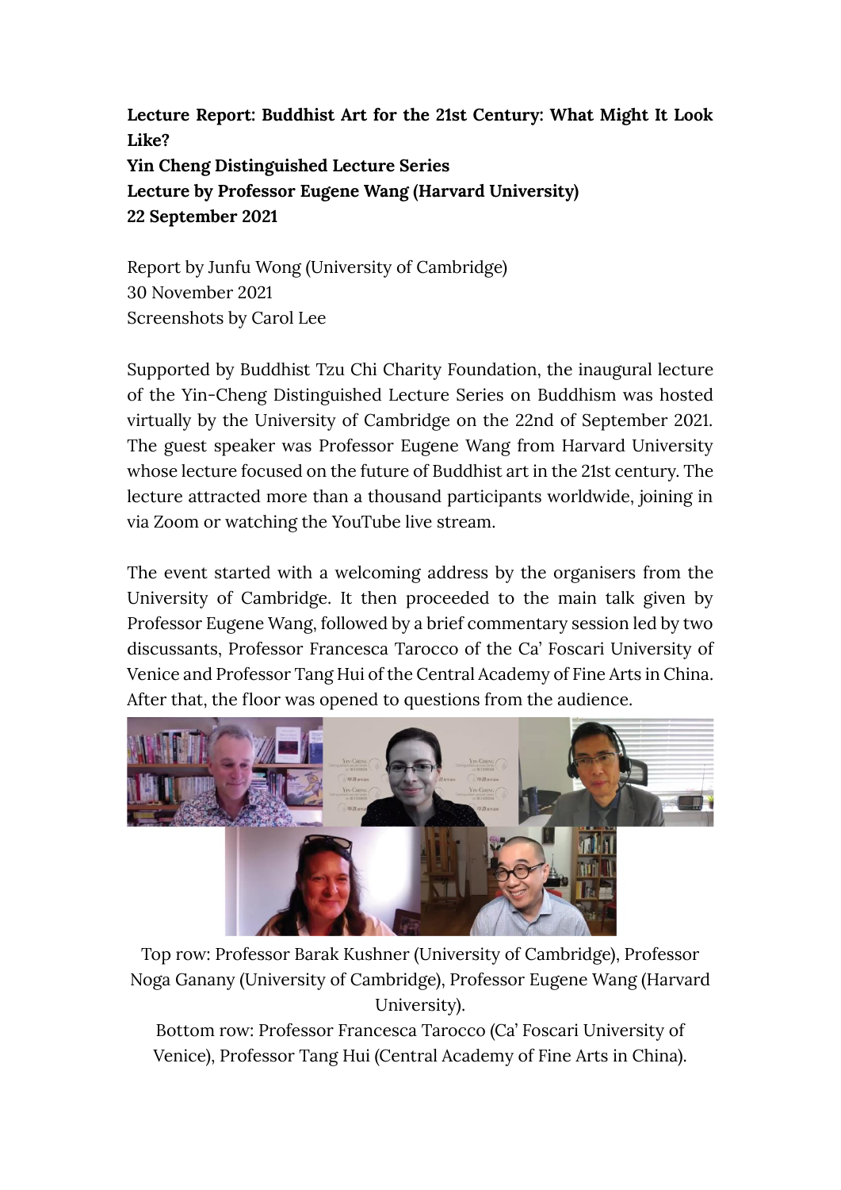**Lecture Report: Buddhist Art for the 21st Century: What Might It Look Like?**
**Yin Cheng Distinguished Lecture Series**
**Lecture by Professor Eugene Wang (Harvard University)**
**22 September 2021**

Report by Junfu Wong (University of Cambridge)
30 November 2021
Screenshots by Carol Lee

Supported by Buddhist Tzu Chi Charity Foundation, the inaugural lecture of the Yin-Cheng Distinguished Lecture Series on Buddhism was hosted virtually by the University of Cambridge on the 22nd of September 2021. The guest speaker was Professor Eugene Wang from Harvard University whose lecture focused on the future of Buddhist art in the 21st century. The lecture attracted more than a thousand participants worldwide, joining in via Zoom or watching the YouTube live stream.

The event started with a welcoming address by the organisers from the University of Cambridge. It then proceeded to the main talk given by Professor Eugene Wang, followed by a brief commentary session led by two discussants, Professor Francesca Tarocco of the Ca' Foscari University of Venice and Professor Tang Hui of the Central Academy of Fine Arts in China. After that, the floor was opened to questions from the audience.

Top row: Professor Barak Kushner (University of Cambridge), Professor Noga Ganany (University of Cambridge), Professor Eugene Wang (Harvard University).
Bottom row: Professor Francesca Tarocco (Ca' Foscari University of Venice), Professor Tang Hui (Central Academy of Fine Arts in China).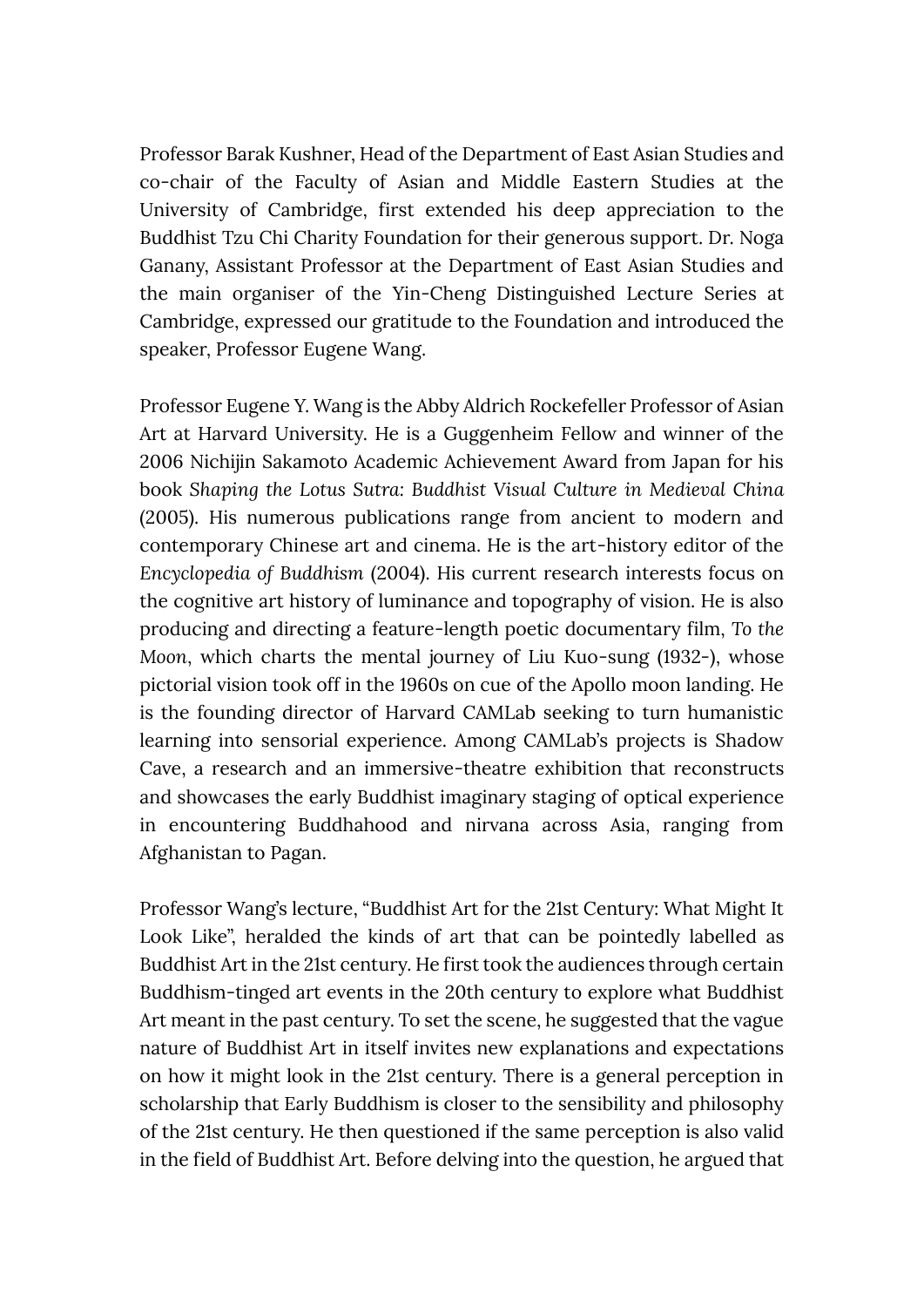Professor Barak Kushner, Head of the Department of East Asian Studies and co-chair of the Faculty of Asian and Middle Eastern Studies at the University of Cambridge, first extended his deep appreciation to the Buddhist Tzu Chi Charity Foundation for their generous support. Dr. Noga Ganany, Assistant Professor at the Department of East Asian Studies and the main organiser of the Yin-Cheng Distinguished Lecture Series at Cambridge, expressed our gratitude to the Foundation and introduced the speaker, Professor Eugene Wang.

Professor Eugene Y. Wang is the Abby Aldrich Rockefeller Professor of Asian Art at Harvard University. He is a Guggenheim Fellow and winner of the 2006 Nichijin Sakamoto Academic Achievement Award from Japan for his book *Shaping the Lotus Sutra: Buddhist Visual Culture in Medieval China* (2005). His numerous publications range from ancient to modern and contemporary Chinese art and cinema. He is the art-history editor of the *Encyclopedia of Buddhism* (2004). His current research interests focus on the cognitive art history of luminance and topography of vision. He is also producing and directing a feature-length poetic documentary film, *To the Moon*, which charts the mental journey of Liu Kuo-sung (1932-), whose pictorial vision took off in the 1960s on cue of the Apollo moon landing. He is the founding director of Harvard CAMLab seeking to turn humanistic learning into sensorial experience. Among CAMLab's projects is Shadow Cave, a research and an immersive-theatre exhibition that reconstructs and showcases the early Buddhist imaginary staging of optical experience in encountering Buddhahood and nirvana across Asia, ranging from Afghanistan to Pagan.

Professor Wang's lecture, "Buddhist Art for the 21st Century: What Might It Look Like", heralded the kinds of art that can be pointedly labelled as Buddhist Art in the 21st century. He first took the audiences through certain Buddhism-tinged art events in the 20th century to explore what Buddhist Art meant in the past century. To set the scene, he suggested that the vague nature of Buddhist Art in itself invites new explanations and expectations on how it might look in the 21st century. There is a general perception in scholarship that Early Buddhism is closer to the sensibility and philosophy of the 21st century. He then questioned if the same perception is also valid in the field of Buddhist Art. Before delving into the question, he argued that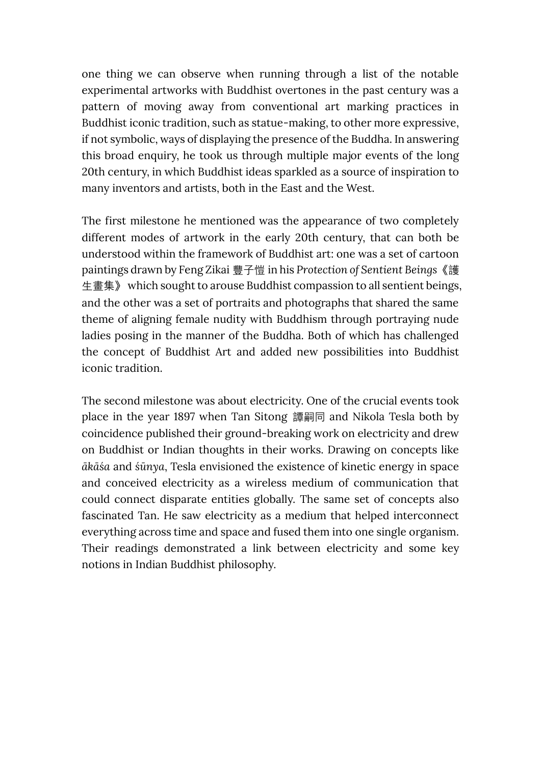one thing we can observe when running through a list of the notable experimental artworks with Buddhist overtones in the past century was a pattern of moving away from conventional art marking practices in Buddhist iconic tradition, such as statue-making, to other more expressive, if not symbolic, ways of displaying the presence of the Buddha. In answering this broad enquiry, he took us through multiple major events of the long 20th century, in which Buddhist ideas sparkled as a source of inspiration to many inventors and artists, both in the East and the West.

The first milestone he mentioned was the appearance of two completely different modes of artwork in the early 20th century, that can both be understood within the framework of Buddhist art: one was a set of cartoon paintings drawn by Feng Zikai 豐子愷 in his *Protection of Sentient Beings*《護生畫集》 which sought to arouse Buddhist compassion to all sentient beings, and the other was a set of portraits and photographs that shared the same theme of aligning female nudity with Buddhism through portraying nude ladies posing in the manner of the Buddha. Both of which has challenged the concept of Buddhist Art and added new possibilities into Buddhist iconic tradition.

The second milestone was about electricity. One of the crucial events took place in the year 1897 when Tan Sitong 譚嗣同 and Nikola Tesla both by coincidence published their ground-breaking work on electricity and drew on Buddhist or Indian thoughts in their works. Drawing on concepts like *ākāśa* and *śūnya*, Tesla envisioned the existence of kinetic energy in space and conceived electricity as a wireless medium of communication that could connect disparate entities globally. The same set of concepts also fascinated Tan. He saw electricity as a medium that helped interconnect everything across time and space and fused them into one single organism. Their readings demonstrated a link between electricity and some key notions in Indian Buddhist philosophy.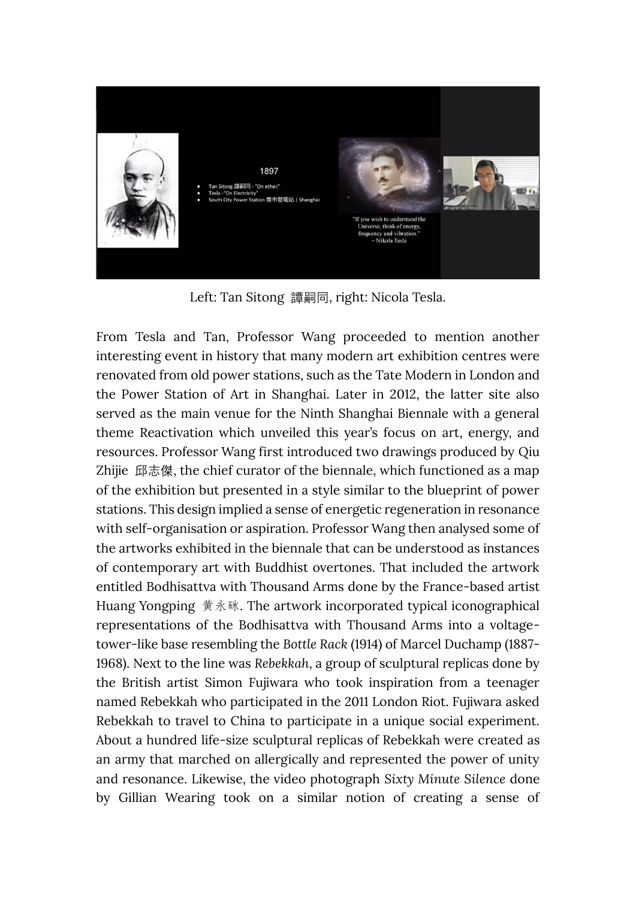Left: Tan Sitong 譚嗣同, right: Nicola Tesla.

From Tesla and Tan, Professor Wang proceeded to mention another interesting event in history that many modern art exhibition centres were renovated from old power stations, such as the Tate Modern in London and the Power Station of Art in Shanghai. Later in 2012, the latter site also served as the main venue for the Ninth Shanghai Biennale with a general theme Reactivation which unveiled this year's focus on art, energy, and resources. Professor Wang first introduced two drawings produced by Qiu Zhijie 邱志傑, the chief curator of the biennale, which functioned as a map of the exhibition but presented in a style similar to the blueprint of power stations. This design implied a sense of energetic regeneration in resonance with self-organisation or aspiration. Professor Wang then analysed some of the artworks exhibited in the biennale that can be understood as instances of contemporary art with Buddhist overtones. That included the artwork entitled Bodhisattva with Thousand Arms done by the France-based artist Huang Yongping 黄永砯. The artwork incorporated typical iconographical representations of the Bodhisattva with Thousand Arms into a voltage-tower-like base resembling the *Bottle Rack* (1914) of Marcel Duchamp (1887-1968). Next to the line was *Rebekkah*, a group of sculptural replicas done by the British artist Simon Fujiwara who took inspiration from a teenager named Rebekkah who participated in the 2011 London Riot. Fujiwara asked Rebekkah to travel to China to participate in a unique social experiment. About a hundred life-size sculptural replicas of Rebekkah were created as an army that marched on allergically and represented the power of unity and resonance. Likewise, the video photograph *Sixty Minute Silence* done by Gillian Wearing took on a similar notion of creating a sense of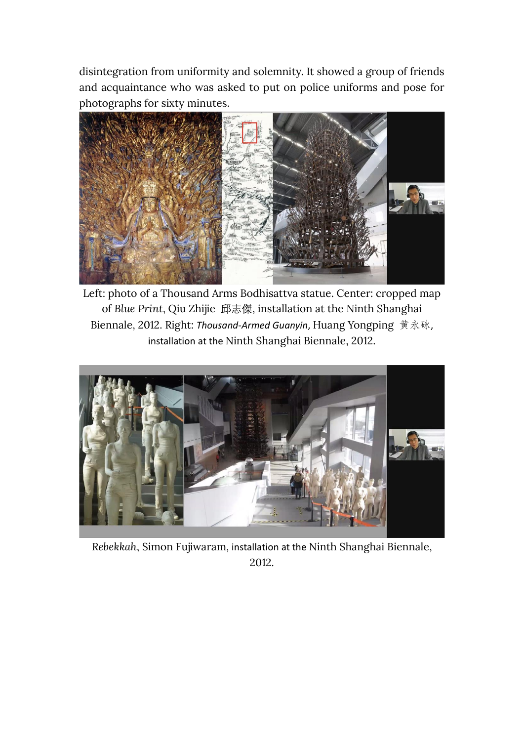disintegration from uniformity and solemnity. It showed a group of friends and acquaintance who was asked to put on police uniforms and pose for photographs for sixty minutes.

Left: photo of a Thousand Arms Bodhisattva statue. Center: cropped map of *Blue Print*, Qiu Zhijie 邱志傑, installation at the Ninth Shanghai Biennale, 2012. Right: *Thousand-Armed Guanyin*, Huang Yongping 黄永砯, installation at the Ninth Shanghai Biennale, 2012.

*Rebekkah*, Simon Fujiwaram, installation at the Ninth Shanghai Biennale, 2012.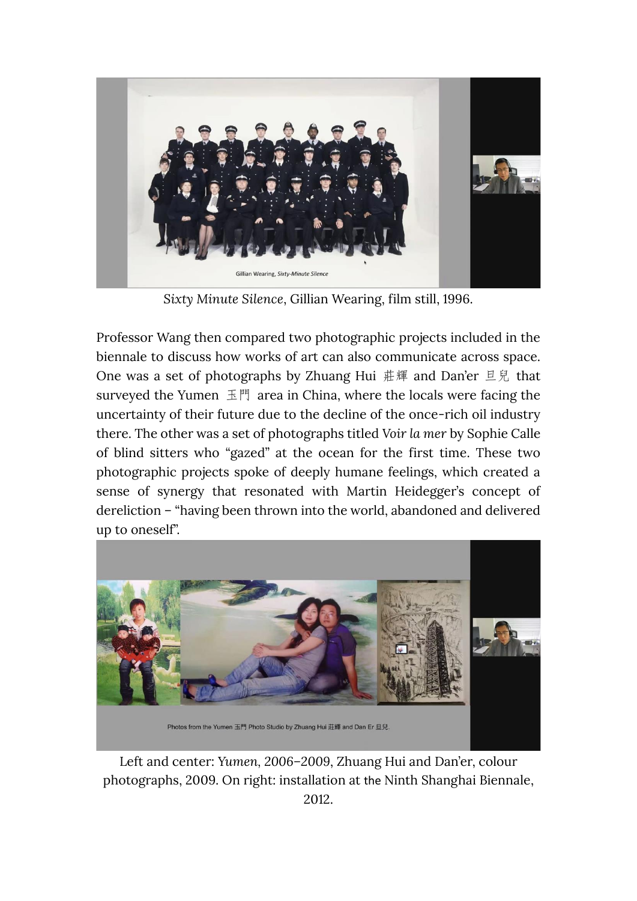*Sixty Minute Silence*, Gillian Wearing, film still, 1996.

Professor Wang then compared two photographic projects included in the biennale to discuss how works of art can also communicate across space. One was a set of photographs by Zhuang Hui 莊輝 and Dan'er 旦兒 that surveyed the Yumen 玉門 area in China, where the locals were facing the uncertainty of their future due to the decline of the once-rich oil industry there. The other was a set of photographs titled *Voir la mer* by Sophie Calle of blind sitters who "gazed" at the ocean for the first time. These two photographic projects spoke of deeply humane feelings, which created a sense of synergy that resonated with Martin Heidegger's concept of dereliction – "having been thrown into the world, abandoned and delivered up to oneself".

Left and center: *Yumen*, 2006–2009, Zhuang Hui and Dan'er, colour photographs, 2009. On right: installation at the Ninth Shanghai Biennale, 2012.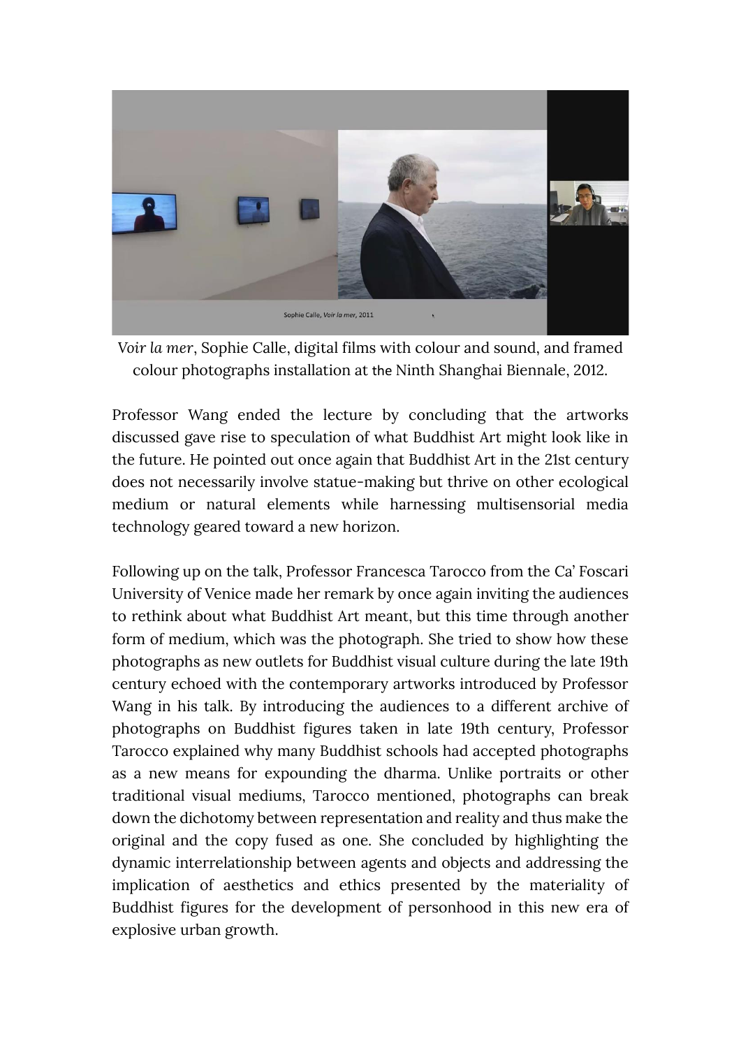*Voir la mer*, Sophie Calle, digital films with colour and sound, and framed colour photographs installation at the Ninth Shanghai Biennale, 2012.

Professor Wang ended the lecture by concluding that the artworks discussed gave rise to speculation of what Buddhist Art might look like in the future. He pointed out once again that Buddhist Art in the 21st century does not necessarily involve statue-making but thrive on other ecological medium or natural elements while harnessing multisensorial media technology geared toward a new horizon.

Following up on the talk, Professor Francesca Tarocco from the Ca' Foscari University of Venice made her remark by once again inviting the audiences to rethink about what Buddhist Art meant, but this time through another form of medium, which was the photograph. She tried to show how these photographs as new outlets for Buddhist visual culture during the late 19th century echoed with the contemporary artworks introduced by Professor Wang in his talk. By introducing the audiences to a different archive of photographs on Buddhist figures taken in late 19th century, Professor Tarocco explained why many Buddhist schools had accepted photographs as a new means for expounding the dharma. Unlike portraits or other traditional visual mediums, Tarocco mentioned, photographs can break down the dichotomy between representation and reality and thus make the original and the copy fused as one. She concluded by highlighting the dynamic interrelationship between agents and objects and addressing the implication of aesthetics and ethics presented by the materiality of Buddhist figures for the development of personhood in this new era of explosive urban growth.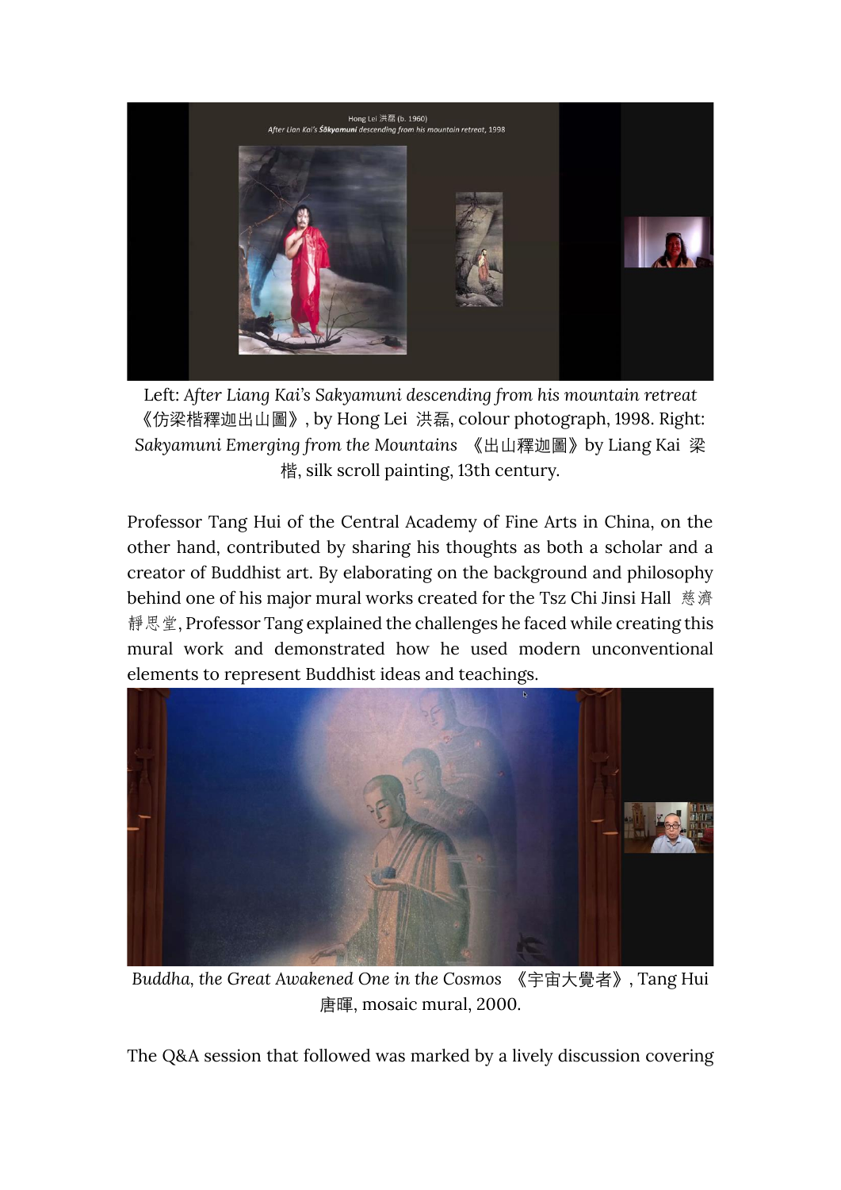Left: *After Liang Kai's Sakyamuni descending from his mountain retreat* 《仿梁楷釋迦出山圖》, by Hong Lei 洪磊, colour photograph, 1998. Right: *Sakyamuni Emerging from the Mountains* 《出山釋迦圖》 by Liang Kai 梁楷, silk scroll painting, 13th century.

Professor Tang Hui of the Central Academy of Fine Arts in China, on the other hand, contributed by sharing his thoughts as both a scholar and a creator of Buddhist art. By elaborating on the background and philosophy behind one of his major mural works created for the Tsz Chi Jinsi Hall 慈濟靜思堂, Professor Tang explained the challenges he faced while creating this mural work and demonstrated how he used modern unconventional elements to represent Buddhist ideas and teachings.

*Buddha, the Great Awakened One in the Cosmos* 《宇宙大覺者》, Tang Hui 唐暉, mosaic mural, 2000.

The Q&A session that followed was marked by a lively discussion covering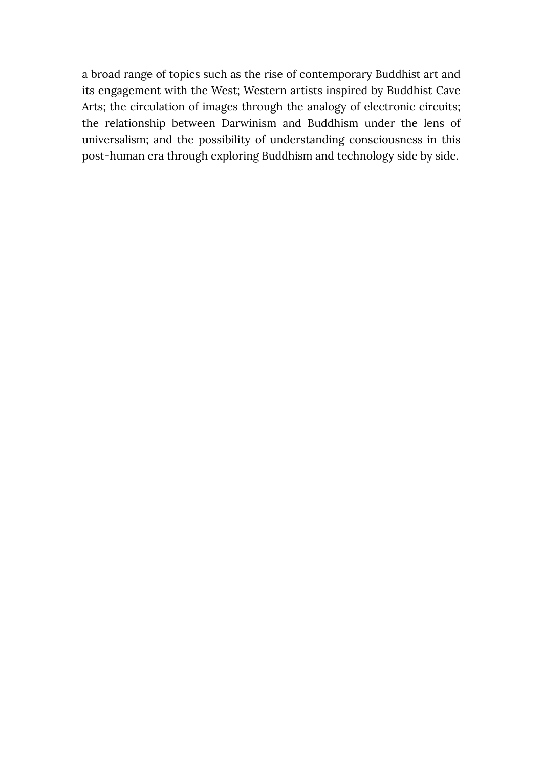a broad range of topics such as the rise of contemporary Buddhist art and its engagement with the West; Western artists inspired by Buddhist Cave Arts; the circulation of images through the analogy of electronic circuits; the relationship between Darwinism and Buddhism under the lens of universalism; and the possibility of understanding consciousness in this post-human era through exploring Buddhism and technology side by side.